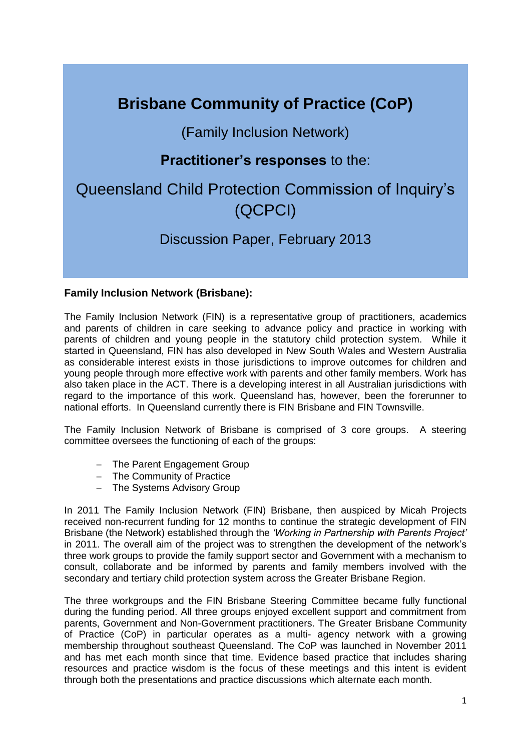# Brisbane Community of Practice (CoP)

(Family Inclusion Network)

**Practitioner's responses** to the:

Queensland Child Protection Commission of Inquiry's (QCPCI)

Discussion Paper, February 2013

**Family Inclusion Network (Brisbane):**

The Family Inclusion Network (FIN) is a representative group of practitioners, academics and parents of children in care seeking to advance policy and practice in working with parents of children and young people in the statutory child protection system. While it started in Queensland, FIN has also developed in New South Wales and Western Australia as considerable interest exists in those jurisdictions to improve outcomes for children and young people through more effective work with parents and other family members. Work has also taken place in the ACT. There is a developing interest in all Australian jurisdictions with regard to the importance of this work. Queensland has, however, been the forerunner to national efforts. In Queensland currently there is FIN Brisbane and FIN Townsville.

The Family Inclusion Network of Brisbane is comprised of 3 core groups. A steering committee oversees the functioning of each of the groups:

- The Parent Engagement Group
- The Community of Practice
- The Systems Advisory Group

In 2011 The Family Inclusion Network (FIN) Brisbane, then auspiced by Micah Projects received non-recurrent funding for 12 months to continue the strategic development of FIN Brisbane (the Network) established through the *'Working in Partnership with Parents Project'* in 2011. The overall aim of the project was to strengthen the development of the network's three work groups to provide the family support sector and Government with a mechanism to consult, collaborate and be informed by parents and family members involved with the secondary and tertiary child protection system across the Greater Brisbane Region.

The three workgroups and the FIN Brisbane Steering Committee became fully functional during the funding period. All three groups enjoyed excellent support and commitment from parents, Government and Non-Government practitioners. The Greater Brisbane Community of Practice (CoP) in particular operates as a multi- agency network with a growing membership throughout southeast Queensland. The CoP was launched in November 2011 and has met each month since that time. Evidence based practice that includes sharing resources and practice wisdom is the focus of these meetings and this intent is evident through both the presentations and practice discussions which alternate each month.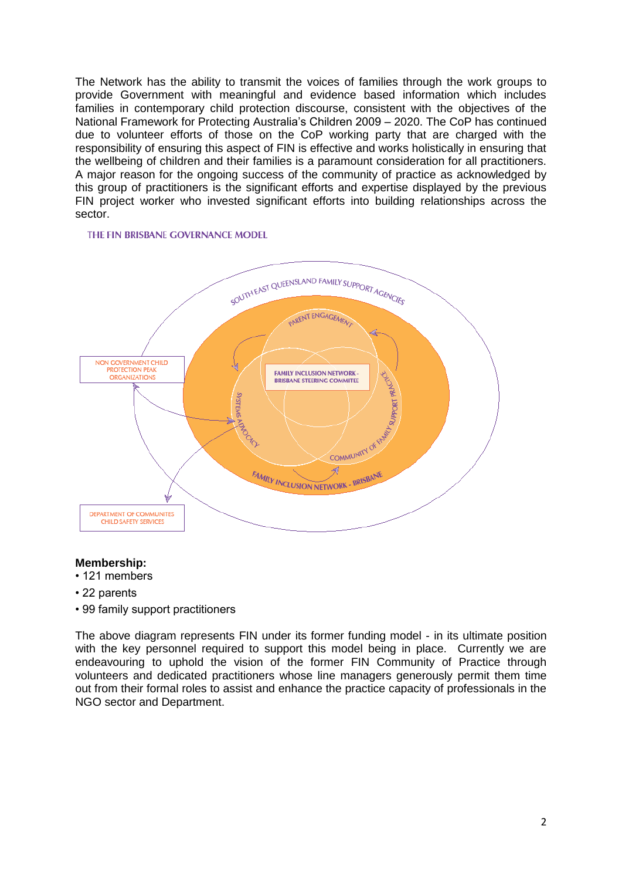The Network has the ability to transmit the voices of families through the work groups to provide Government with meaningful and evidence based information which includes families in contemporary child protection discourse, consistent with the objectives of the National Framework for Protecting Australia's Children 2009 – 2020. The CoP has continued due to volunteer efforts of those on the CoP working party that are charged with the responsibility of ensuring this aspect of FIN is effective and works holistically in ensuring that the wellbeing of children and their families is a paramount consideration for all practitioners. A major reason for the ongoing success of the community of practice as acknowledged by this group of practitioners is the significant efforts and expertise displayed by the previous FIN project worker who invested significant efforts into building relationships across the sector.

THE FIN BRISBANE GOVERNANCE MODEL

SOUTH EAST QUEENSLAND FAMILY SUPPORT AGENCIES

PARENT ENGAGEMENT

NON GOVERNMENT CHILD PROTECTION PEAK ORGANIZATIONS

FAMILY INCLUSION NETWORK - BRISBANE STEERING COMMITEE

SYSTEMS ADVOCACY

COMMUNITY OF FAMILY SUPPORT PRACTICE

FAMILY INCLUSION NETWORK - BRISBANE

DEPARTMENT OF COMMUNITES CHILD SAFETY SERVICES

**Membership:**

- 121 members
- 22 parents
- 99 family support practitioners

The above diagram represents FIN under its former funding model - in its ultimate position with the key personnel required to support this model being in place. Currently we are endeavouring to uphold the vision of the former FIN Community of Practice through volunteers and dedicated practitioners whose line managers generously permit them time out from their formal roles to assist and enhance the practice capacity of professionals in the NGO sector and Department.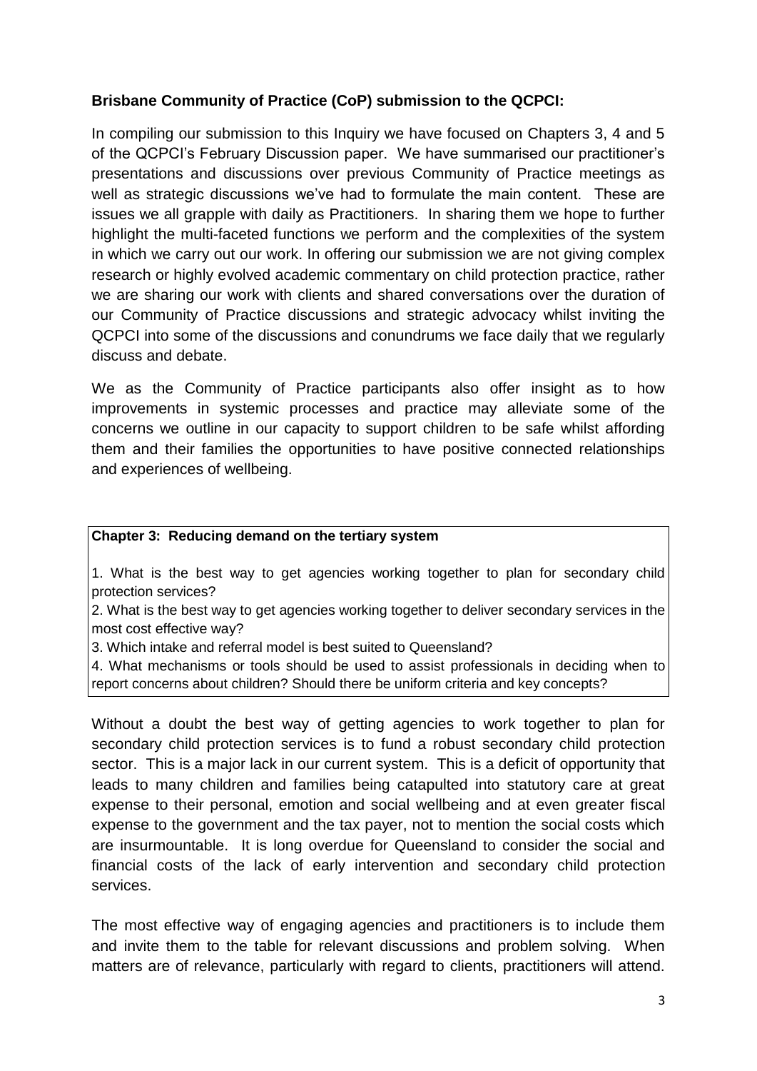**Brisbane Community of Practice (CoP) submission to the QCPCI:**

In compiling our submission to this Inquiry we have focused on Chapters 3, 4 and 5 of the QCPCI's February Discussion paper. We have summarised our practitioner's presentations and discussions over previous Community of Practice meetings as well as strategic discussions we've had to formulate the main content. These are issues we all grapple with daily as Practitioners. In sharing them we hope to further highlight the multi-faceted functions we perform and the complexities of the system in which we carry out our work. In offering our submission we are not giving complex research or highly evolved academic commentary on child protection practice, rather we are sharing our work with clients and shared conversations over the duration of our Community of Practice discussions and strategic advocacy whilst inviting the QCPCI into some of the discussions and conundrums we face daily that we regularly discuss and debate.

We as the Community of Practice participants also offer insight as to how improvements in systemic processes and practice may alleviate some of the concerns we outline in our capacity to support children to be safe whilst affording them and their families the opportunities to have positive connected relationships and experiences of wellbeing.

**Chapter 3: Reducing demand on the tertiary system**

1. What is the best way to get agencies working together to plan for secondary child protection services?
2. What is the best way to get agencies working together to deliver secondary services in the most cost effective way?
3. Which intake and referral model is best suited to Queensland?
4. What mechanisms or tools should be used to assist professionals in deciding when to report concerns about children? Should there be uniform criteria and key concepts?

Without a doubt the best way of getting agencies to work together to plan for secondary child protection services is to fund a robust secondary child protection sector. This is a major lack in our current system. This is a deficit of opportunity that leads to many children and families being catapulted into statutory care at great expense to their personal, emotion and social wellbeing and at even greater fiscal expense to the government and the tax payer, not to mention the social costs which are insurmountable. It is long overdue for Queensland to consider the social and financial costs of the lack of early intervention and secondary child protection services.

The most effective way of engaging agencies and practitioners is to include them and invite them to the table for relevant discussions and problem solving. When matters are of relevance, particularly with regard to clients, practitioners will attend.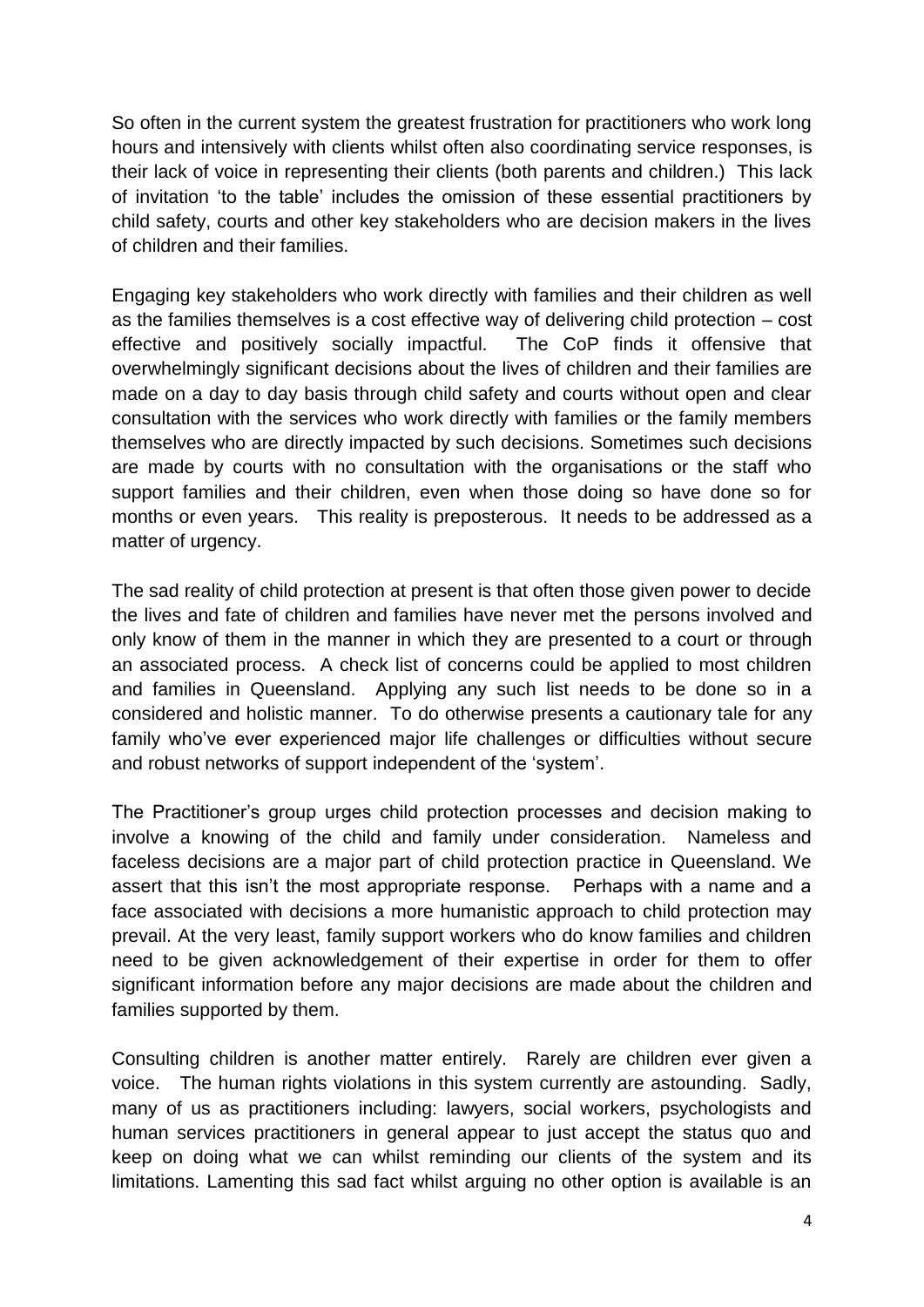So often in the current system the greatest frustration for practitioners who work long hours and intensively with clients whilst often also coordinating service responses, is their lack of voice in representing their clients (both parents and children.) This lack of invitation 'to the table' includes the omission of these essential practitioners by child safety, courts and other key stakeholders who are decision makers in the lives of children and their families.

Engaging key stakeholders who work directly with families and their children as well as the families themselves is a cost effective way of delivering child protection – cost effective and positively socially impactful. The CoP finds it offensive that overwhelmingly significant decisions about the lives of children and their families are made on a day to day basis through child safety and courts without open and clear consultation with the services who work directly with families or the family members themselves who are directly impacted by such decisions. Sometimes such decisions are made by courts with no consultation with the organisations or the staff who support families and their children, even when those doing so have done so for months or even years. This reality is preposterous. It needs to be addressed as a matter of urgency.

The sad reality of child protection at present is that often those given power to decide the lives and fate of children and families have never met the persons involved and only know of them in the manner in which they are presented to a court or through an associated process. A check list of concerns could be applied to most children and families in Queensland. Applying any such list needs to be done so in a considered and holistic manner. To do otherwise presents a cautionary tale for any family who've ever experienced major life challenges or difficulties without secure and robust networks of support independent of the 'system'.

The Practitioner's group urges child protection processes and decision making to involve a knowing of the child and family under consideration. Nameless and faceless decisions are a major part of child protection practice in Queensland. We assert that this isn't the most appropriate response. Perhaps with a name and a face associated with decisions a more humanistic approach to child protection may prevail. At the very least, family support workers who do know families and children need to be given acknowledgement of their expertise in order for them to offer significant information before any major decisions are made about the children and families supported by them.

Consulting children is another matter entirely. Rarely are children ever given a voice. The human rights violations in this system currently are astounding. Sadly, many of us as practitioners including: lawyers, social workers, psychologists and human services practitioners in general appear to just accept the status quo and keep on doing what we can whilst reminding our clients of the system and its limitations. Lamenting this sad fact whilst arguing no other option is available is an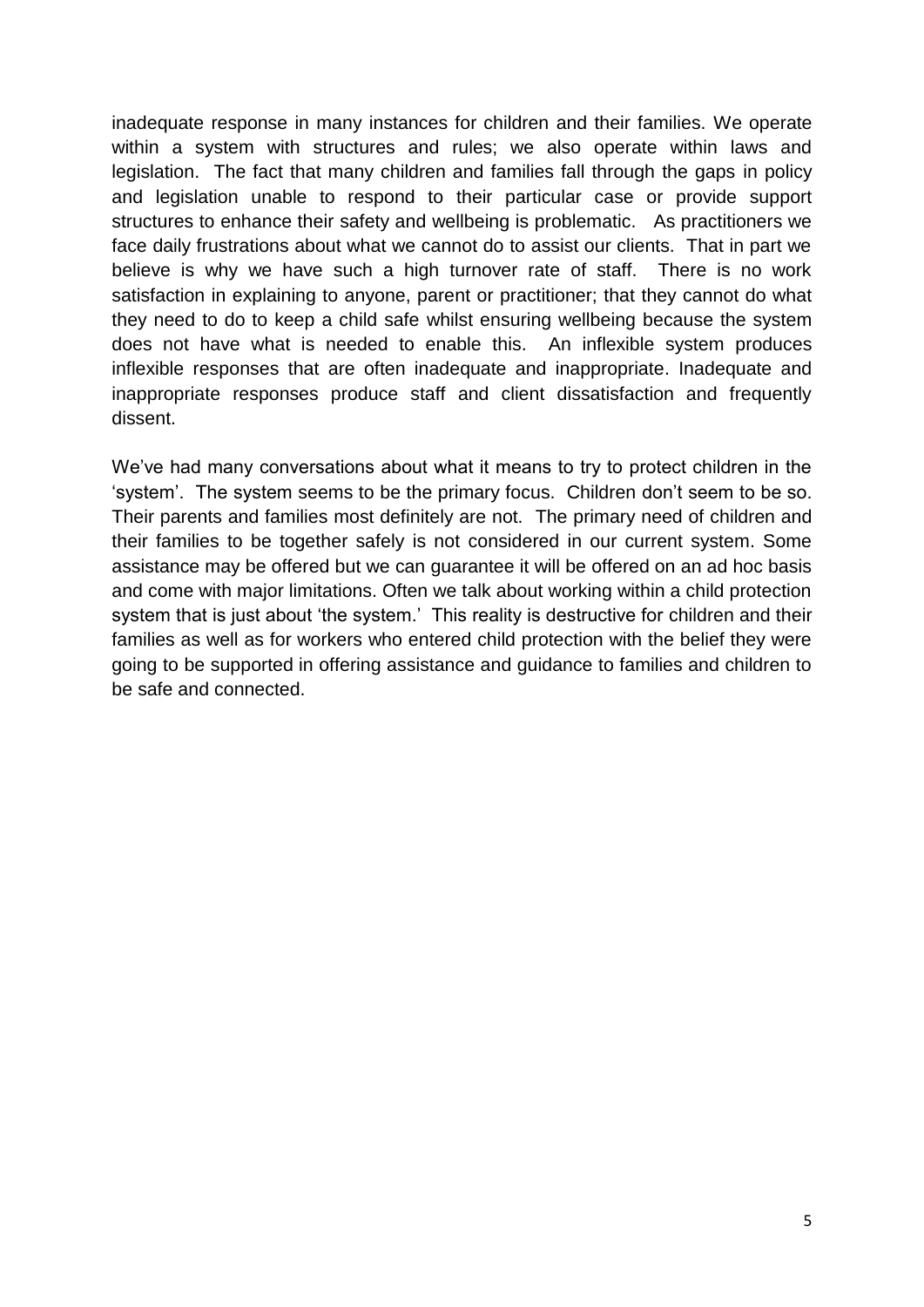inadequate response in many instances for children and their families. We operate within a system with structures and rules; we also operate within laws and legislation. The fact that many children and families fall through the gaps in policy and legislation unable to respond to their particular case or provide support structures to enhance their safety and wellbeing is problematic. As practitioners we face daily frustrations about what we cannot do to assist our clients. That in part we believe is why we have such a high turnover rate of staff. There is no work satisfaction in explaining to anyone, parent or practitioner; that they cannot do what they need to do to keep a child safe whilst ensuring wellbeing because the system does not have what is needed to enable this. An inflexible system produces inflexible responses that are often inadequate and inappropriate. Inadequate and inappropriate responses produce staff and client dissatisfaction and frequently dissent.

We've had many conversations about what it means to try to protect children in the 'system'. The system seems to be the primary focus. Children don't seem to be so. Their parents and families most definitely are not. The primary need of children and their families to be together safely is not considered in our current system. Some assistance may be offered but we can guarantee it will be offered on an ad hoc basis and come with major limitations. Often we talk about working within a child protection system that is just about 'the system.' This reality is destructive for children and their families as well as for workers who entered child protection with the belief they were going to be supported in offering assistance and guidance to families and children to be safe and connected.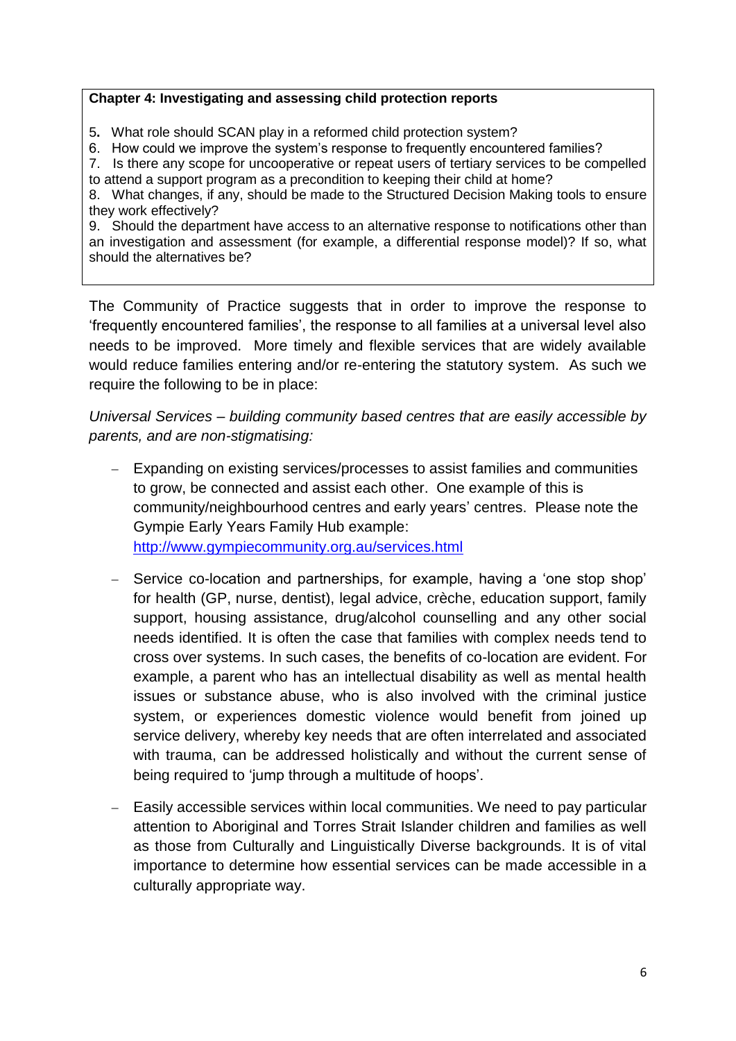**Chapter 4: Investigating and assessing child protection reports**

5. What role should SCAN play in a reformed child protection system?
6. How could we improve the system's response to frequently encountered families?
7. Is there any scope for uncooperative or repeat users of tertiary services to be compelled to attend a support program as a precondition to keeping their child at home?
8. What changes, if any, should be made to the Structured Decision Making tools to ensure they work effectively?
9. Should the department have access to an alternative response to notifications other than an investigation and assessment (for example, a differential response model)? If so, what should the alternatives be?

The Community of Practice suggests that in order to improve the response to 'frequently encountered families', the response to all families at a universal level also needs to be improved. More timely and flexible services that are widely available would reduce families entering and/or re-entering the statutory system. As such we require the following to be in place:

*Universal Services – building community based centres that are easily accessible by parents, and are non-stigmatising:*

- Expanding on existing services/processes to assist families and communities to grow, be connected and assist each other. One example of this is community/neighbourhood centres and early years' centres. Please note the Gympie Early Years Family Hub example: [http://www.gympiecommunity.org.au/services.html](http://www.gympiecommunity.org.au/services.html)
- Service co-location and partnerships, for example, having a 'one stop shop' for health (GP, nurse, dentist), legal advice, crèche, education support, family support, housing assistance, drug/alcohol counselling and any other social needs identified. It is often the case that families with complex needs tend to cross over systems. In such cases, the benefits of co-location are evident. For example, a parent who has an intellectual disability as well as mental health issues or substance abuse, who is also involved with the criminal justice system, or experiences domestic violence would benefit from joined up service delivery, whereby key needs that are often interrelated and associated with trauma, can be addressed holistically and without the current sense of being required to 'jump through a multitude of hoops'.
- Easily accessible services within local communities. We need to pay particular attention to Aboriginal and Torres Strait Islander children and families as well as those from Culturally and Linguistically Diverse backgrounds. It is of vital importance to determine how essential services can be made accessible in a culturally appropriate way.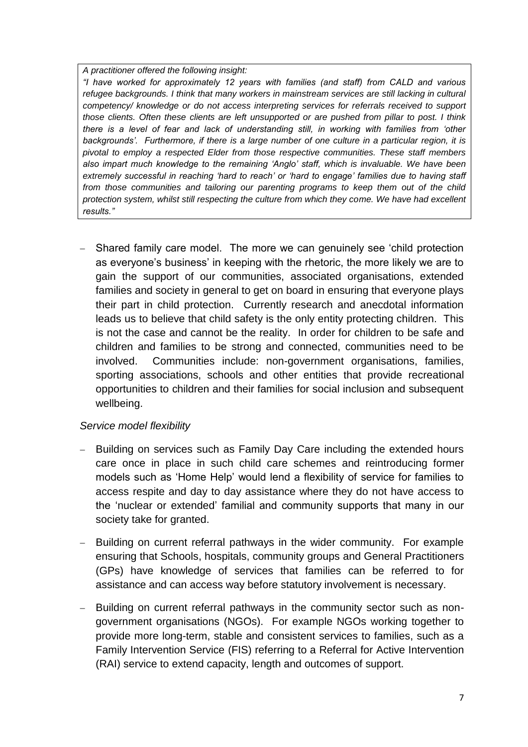*A practitioner offered the following insight:*

*"I have worked for approximately 12 years with families (and staff) from CALD and various refugee backgrounds. I think that many workers in mainstream services are still lacking in cultural competency/ knowledge or do not access interpreting services for referrals received to support those clients. Often these clients are left unsupported or are pushed from pillar to post. I think there is a level of fear and lack of understanding still, in working with families from 'other backgrounds'. Furthermore, if there is a large number of one culture in a particular region, it is pivotal to employ a respected Elder from those respective communities. These staff members also impart much knowledge to the remaining 'Anglo' staff, which is invaluable. We have been extremely successful in reaching 'hard to reach' or 'hard to engage' families due to having staff from those communities and tailoring our parenting programs to keep them out of the child protection system, whilst still respecting the culture from which they come. We have had excellent results."*

- Shared family care model. The more we can genuinely see 'child protection as everyone's business' in keeping with the rhetoric, the more likely we are to gain the support of our communities, associated organisations, extended families and society in general to get on board in ensuring that everyone plays their part in child protection. Currently research and anecdotal information leads us to believe that child safety is the only entity protecting children. This is not the case and cannot be the reality. In order for children to be safe and children and families to be strong and connected, communities need to be involved. Communities include: non-government organisations, families, sporting associations, schools and other entities that provide recreational opportunities to children and their families for social inclusion and subsequent wellbeing.

*Service model flexibility*

- Building on services such as Family Day Care including the extended hours care once in place in such child care schemes and reintroducing former models such as 'Home Help' would lend a flexibility of service for families to access respite and day to day assistance where they do not have access to the 'nuclear or extended' familial and community supports that many in our society take for granted.
- Building on current referral pathways in the wider community. For example ensuring that Schools, hospitals, community groups and General Practitioners (GPs) have knowledge of services that families can be referred to for assistance and can access way before statutory involvement is necessary.
- Building on current referral pathways in the community sector such as non-government organisations (NGOs). For example NGOs working together to provide more long-term, stable and consistent services to families, such as a Family Intervention Service (FIS) referring to a Referral for Active Intervention (RAI) service to extend capacity, length and outcomes of support.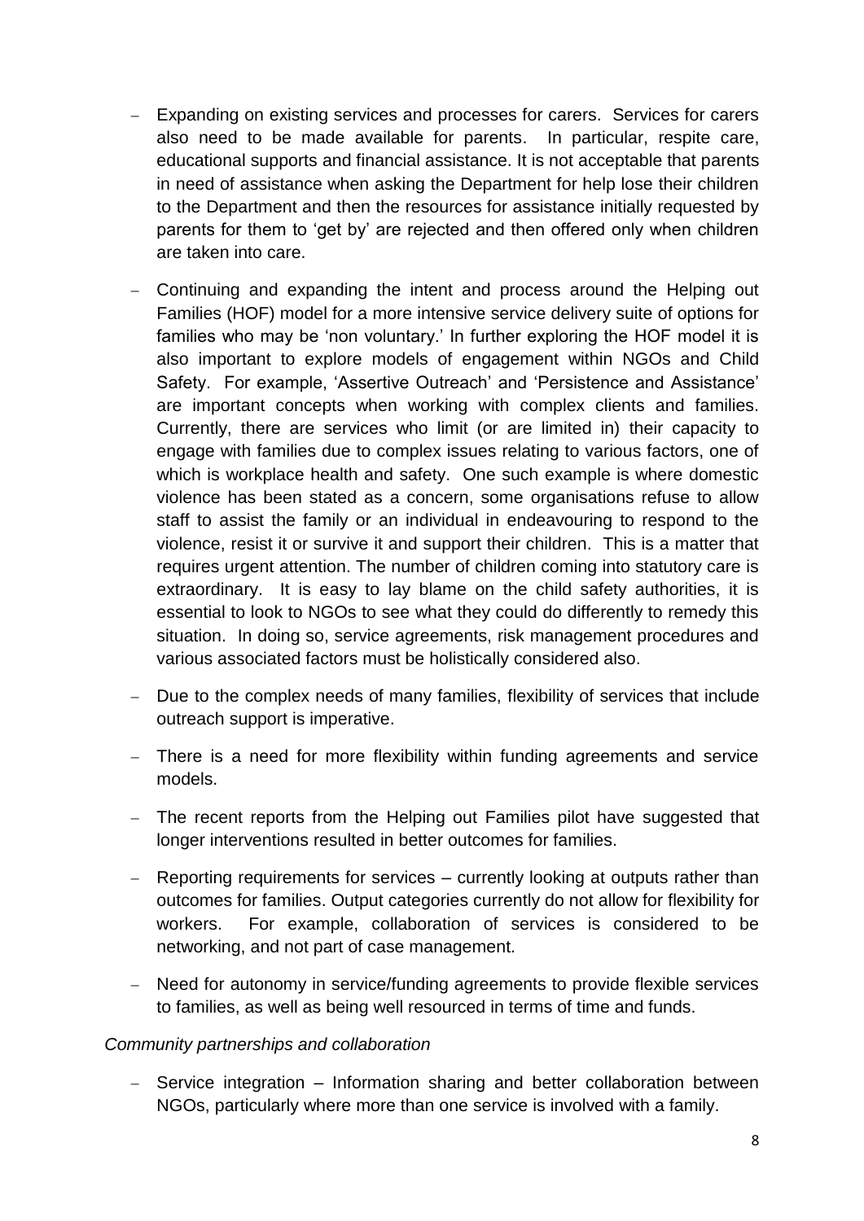- Expanding on existing services and processes for carers. Services for carers also need to be made available for parents. In particular, respite care, educational supports and financial assistance. It is not acceptable that parents in need of assistance when asking the Department for help lose their children to the Department and then the resources for assistance initially requested by parents for them to 'get by' are rejected and then offered only when children are taken into care.

- Continuing and expanding the intent and process around the Helping out Families (HOF) model for a more intensive service delivery suite of options for families who may be 'non voluntary.' In further exploring the HOF model it is also important to explore models of engagement within NGOs and Child Safety. For example, 'Assertive Outreach' and 'Persistence and Assistance' are important concepts when working with complex clients and families. Currently, there are services who limit (or are limited in) their capacity to engage with families due to complex issues relating to various factors, one of which is workplace health and safety. One such example is where domestic violence has been stated as a concern, some organisations refuse to allow staff to assist the family or an individual in endeavouring to respond to the violence, resist it or survive it and support their children. This is a matter that requires urgent attention. The number of children coming into statutory care is extraordinary. It is easy to lay blame on the child safety authorities, it is essential to look to NGOs to see what they could do differently to remedy this situation. In doing so, service agreements, risk management procedures and various associated factors must be holistically considered also.

- Due to the complex needs of many families, flexibility of services that include outreach support is imperative.

- There is a need for more flexibility within funding agreements and service models.

- The recent reports from the Helping out Families pilot have suggested that longer interventions resulted in better outcomes for families.

- Reporting requirements for services – currently looking at outputs rather than outcomes for families. Output categories currently do not allow for flexibility for workers. For example, collaboration of services is considered to be networking, and not part of case management.

- Need for autonomy in service/funding agreements to provide flexible services to families, as well as being well resourced in terms of time and funds.

*Community partnerships and collaboration*

- Service integration – Information sharing and better collaboration between NGOs, particularly where more than one service is involved with a family.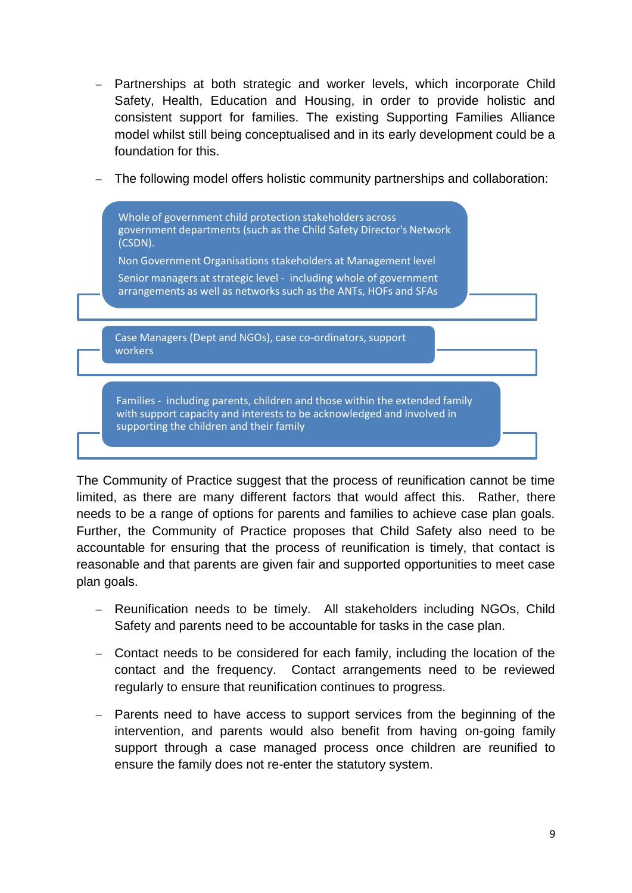- Partnerships at both strategic and worker levels, which incorporate Child Safety, Health, Education and Housing, in order to provide holistic and consistent support for families. The existing Supporting Families Alliance model whilst still being conceptualised and in its early development could be a foundation for this.

- The following model offers holistic community partnerships and collaboration:

Whole of government child protection stakeholders across government departments (such as the Child Safety Director's Network (CSDN).

Non Government Organisations stakeholders at Management level

Senior managers at strategic level - including whole of government arrangements as well as networks such as the ANTs, HOFs and SFAs

Case Managers (Dept and NGOs), case co-ordinators, support workers

Families - including parents, children and those within the extended family with support capacity and interests to be acknowledged and involved in supporting the children and their family

The Community of Practice suggest that the process of reunification cannot be time limited, as there are many different factors that would affect this. Rather, there needs to be a range of options for parents and families to achieve case plan goals. Further, the Community of Practice proposes that Child Safety also need to be accountable for ensuring that the process of reunification is timely, that contact is reasonable and that parents are given fair and supported opportunities to meet case plan goals.

- Reunification needs to be timely. All stakeholders including NGOs, Child Safety and parents need to be accountable for tasks in the case plan.

- Contact needs to be considered for each family, including the location of the contact and the frequency. Contact arrangements need to be reviewed regularly to ensure that reunification continues to progress.

- Parents need to have access to support services from the beginning of the intervention, and parents would also benefit from having on-going family support through a case managed process once children are reunified to ensure the family does not re-enter the statutory system.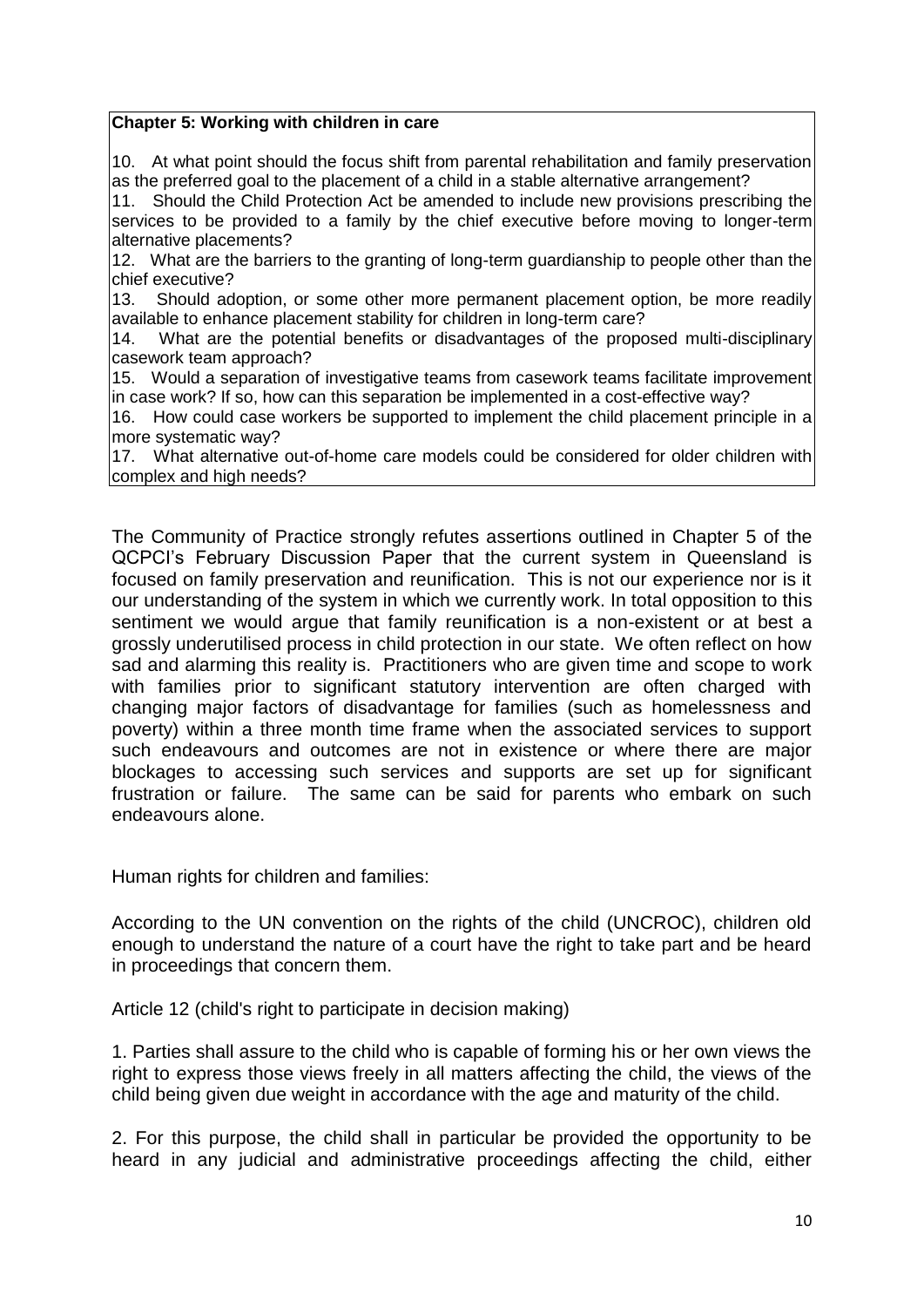**Chapter 5: Working with children in care**

10. At what point should the focus shift from parental rehabilitation and family preservation as the preferred goal to the placement of a child in a stable alternative arrangement?
11. Should the Child Protection Act be amended to include new provisions prescribing the services to be provided to a family by the chief executive before moving to longer-term alternative placements?
12. What are the barriers to the granting of long-term guardianship to people other than the chief executive?
13. Should adoption, or some other more permanent placement option, be more readily available to enhance placement stability for children in long-term care?
14. What are the potential benefits or disadvantages of the proposed multi-disciplinary casework team approach?
15. Would a separation of investigative teams from casework teams facilitate improvement in case work? If so, how can this separation be implemented in a cost-effective way?
16. How could case workers be supported to implement the child placement principle in a more systematic way?
17. What alternative out-of-home care models could be considered for older children with complex and high needs?

The Community of Practice strongly refutes assertions outlined in Chapter 5 of the QCPCI's February Discussion Paper that the current system in Queensland is focused on family preservation and reunification. This is not our experience nor is it our understanding of the system in which we currently work. In total opposition to this sentiment we would argue that family reunification is a non-existent or at best a grossly underutilised process in child protection in our state. We often reflect on how sad and alarming this reality is. Practitioners who are given time and scope to work with families prior to significant statutory intervention are often charged with changing major factors of disadvantage for families (such as homelessness and poverty) within a three month time frame when the associated services to support such endeavours and outcomes are not in existence or where there are major blockages to accessing such services and supports are set up for significant frustration or failure. The same can be said for parents who embark on such endeavours alone.

Human rights for children and families:

According to the UN convention on the rights of the child (UNCROC), children old enough to understand the nature of a court have the right to take part and be heard in proceedings that concern them.

Article 12 (child's right to participate in decision making)

1. Parties shall assure to the child who is capable of forming his or her own views the right to express those views freely in all matters affecting the child, the views of the child being given due weight in accordance with the age and maturity of the child.

2. For this purpose, the child shall in particular be provided the opportunity to be heard in any judicial and administrative proceedings affecting the child, either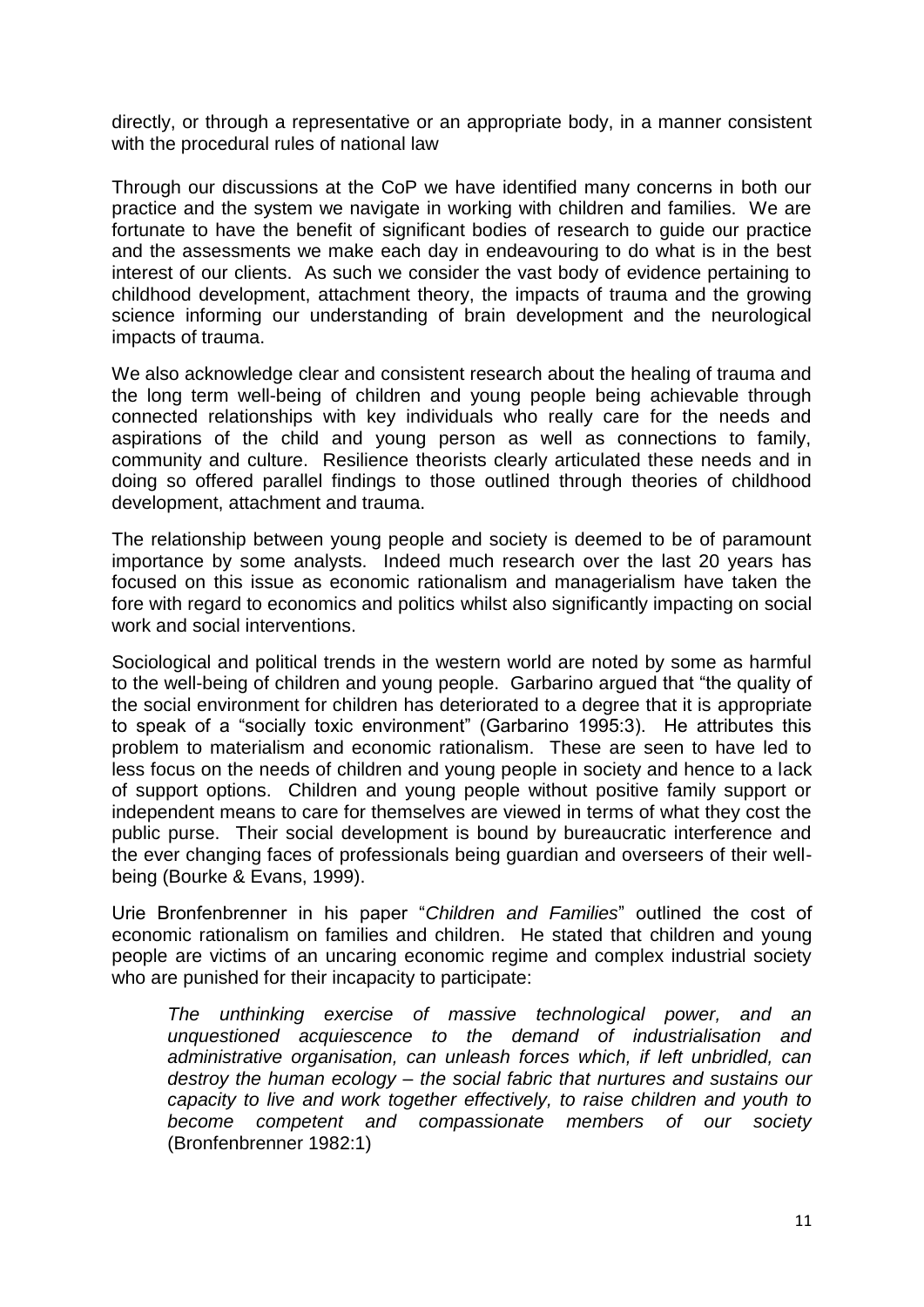directly, or through a representative or an appropriate body, in a manner consistent with the procedural rules of national law

Through our discussions at the CoP we have identified many concerns in both our practice and the system we navigate in working with children and families. We are fortunate to have the benefit of significant bodies of research to guide our practice and the assessments we make each day in endeavouring to do what is in the best interest of our clients. As such we consider the vast body of evidence pertaining to childhood development, attachment theory, the impacts of trauma and the growing science informing our understanding of brain development and the neurological impacts of trauma.

We also acknowledge clear and consistent research about the healing of trauma and the long term well-being of children and young people being achievable through connected relationships with key individuals who really care for the needs and aspirations of the child and young person as well as connections to family, community and culture. Resilience theorists clearly articulated these needs and in doing so offered parallel findings to those outlined through theories of childhood development, attachment and trauma.

The relationship between young people and society is deemed to be of paramount importance by some analysts. Indeed much research over the last 20 years has focused on this issue as economic rationalism and managerialism have taken the fore with regard to economics and politics whilst also significantly impacting on social work and social interventions.

Sociological and political trends in the western world are noted by some as harmful to the well-being of children and young people. Garbarino argued that "the quality of the social environment for children has deteriorated to a degree that it is appropriate to speak of a "socially toxic environment" (Garbarino 1995:3). He attributes this problem to materialism and economic rationalism. These are seen to have led to less focus on the needs of children and young people in society and hence to a lack of support options. Children and young people without positive family support or independent means to care for themselves are viewed in terms of what they cost the public purse. Their social development is bound by bureaucratic interference and the ever changing faces of professionals being guardian and overseers of their well-being (Bourke & Evans, 1999).

Urie Bronfenbrenner in his paper "*Children and Families*" outlined the cost of economic rationalism on families and children. He stated that children and young people are victims of an uncaring economic regime and complex industrial society who are punished for their incapacity to participate:

> *The unthinking exercise of massive technological power, and an unquestioned acquiescence to the demand of industrialisation and administrative organisation, can unleash forces which, if left unbridled, can destroy the human ecology – the social fabric that nurtures and sustains our capacity to live and work together effectively, to raise children and youth to become competent and compassionate members of our society* (Bronfenbrenner 1982:1)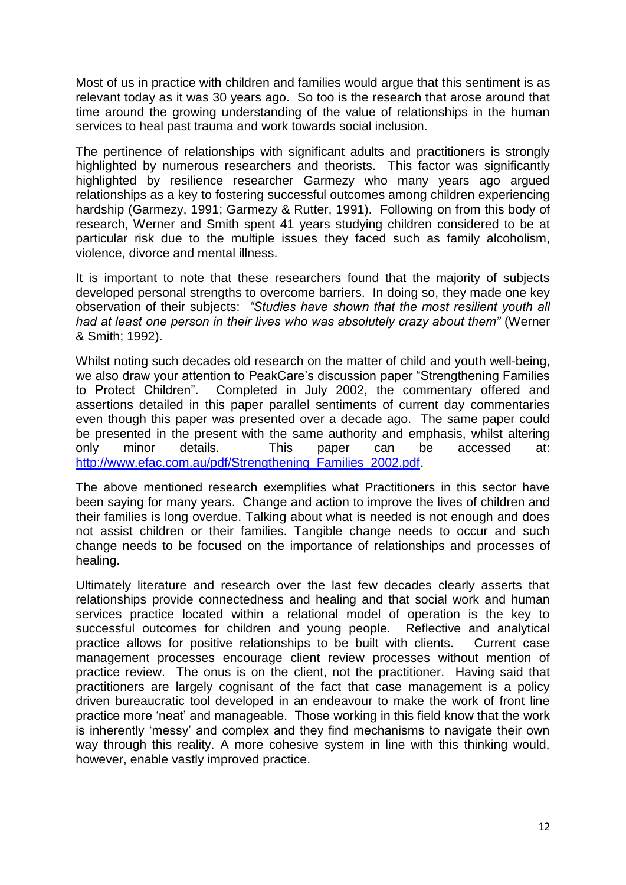Most of us in practice with children and families would argue that this sentiment is as relevant today as it was 30 years ago. So too is the research that arose around that time around the growing understanding of the value of relationships in the human services to heal past trauma and work towards social inclusion.

The pertinence of relationships with significant adults and practitioners is strongly highlighted by numerous researchers and theorists. This factor was significantly highlighted by resilience researcher Garmezy who many years ago argued relationships as a key to fostering successful outcomes among children experiencing hardship (Garmezy, 1991; Garmezy & Rutter, 1991). Following on from this body of research, Werner and Smith spent 41 years studying children considered to be at particular risk due to the multiple issues they faced such as family alcoholism, violence, divorce and mental illness.

It is important to note that these researchers found that the majority of subjects developed personal strengths to overcome barriers. In doing so, they made one key observation of their subjects: *"Studies have shown that the most resilient youth all had at least one person in their lives who was absolutely crazy about them"* (Werner & Smith; 1992).

Whilst noting such decades old research on the matter of child and youth well-being, we also draw your attention to PeakCare's discussion paper "Strengthening Families to Protect Children". Completed in July 2002, the commentary offered and assertions detailed in this paper parallel sentiments of current day commentaries even though this paper was presented over a decade ago. The same paper could be presented in the present with the same authority and emphasis, whilst altering only minor details. This paper can be accessed at: [http://www.efac.com.au/pdf/Strengthening_Families_2002.pdf](http://www.efac.com.au/pdf/Strengthening_Families_2002.pdf).

The above mentioned research exemplifies what Practitioners in this sector have been saying for many years. Change and action to improve the lives of children and their families is long overdue. Talking about what is needed is not enough and does not assist children or their families. Tangible change needs to occur and such change needs to be focused on the importance of relationships and processes of healing.

Ultimately literature and research over the last few decades clearly asserts that relationships provide connectedness and healing and that social work and human services practice located within a relational model of operation is the key to successful outcomes for children and young people. Reflective and analytical practice allows for positive relationships to be built with clients. Current case management processes encourage client review processes without mention of practice review. The onus is on the client, not the practitioner. Having said that practitioners are largely cognisant of the fact that case management is a policy driven bureaucratic tool developed in an endeavour to make the work of front line practice more 'neat' and manageable. Those working in this field know that the work is inherently 'messy' and complex and they find mechanisms to navigate their own way through this reality. A more cohesive system in line with this thinking would, however, enable vastly improved practice.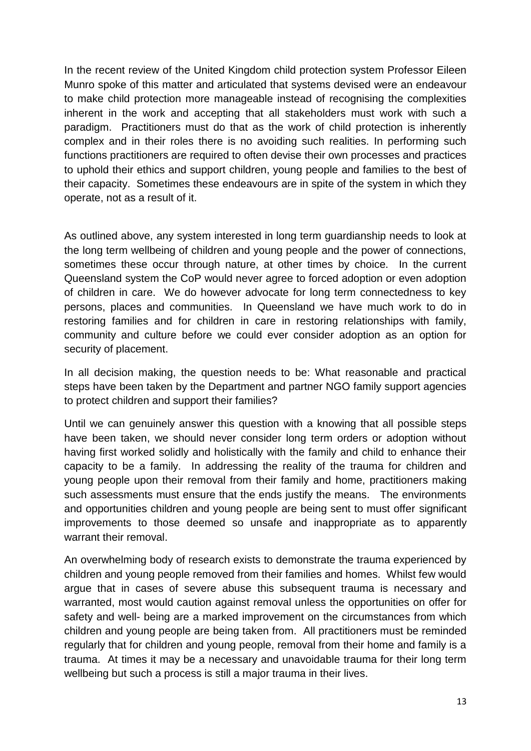In the recent review of the United Kingdom child protection system Professor Eileen Munro spoke of this matter and articulated that systems devised were an endeavour to make child protection more manageable instead of recognising the complexities inherent in the work and accepting that all stakeholders must work with such a paradigm. Practitioners must do that as the work of child protection is inherently complex and in their roles there is no avoiding such realities. In performing such functions practitioners are required to often devise their own processes and practices to uphold their ethics and support children, young people and families to the best of their capacity. Sometimes these endeavours are in spite of the system in which they operate, not as a result of it.

As outlined above, any system interested in long term guardianship needs to look at the long term wellbeing of children and young people and the power of connections, sometimes these occur through nature, at other times by choice. In the current Queensland system the CoP would never agree to forced adoption or even adoption of children in care. We do however advocate for long term connectedness to key persons, places and communities. In Queensland we have much work to do in restoring families and for children in care in restoring relationships with family, community and culture before we could ever consider adoption as an option for security of placement.

In all decision making, the question needs to be: What reasonable and practical steps have been taken by the Department and partner NGO family support agencies to protect children and support their families?

Until we can genuinely answer this question with a knowing that all possible steps have been taken, we should never consider long term orders or adoption without having first worked solidly and holistically with the family and child to enhance their capacity to be a family. In addressing the reality of the trauma for children and young people upon their removal from their family and home, practitioners making such assessments must ensure that the ends justify the means. The environments and opportunities children and young people are being sent to must offer significant improvements to those deemed so unsafe and inappropriate as to apparently warrant their removal.

An overwhelming body of research exists to demonstrate the trauma experienced by children and young people removed from their families and homes. Whilst few would argue that in cases of severe abuse this subsequent trauma is necessary and warranted, most would caution against removal unless the opportunities on offer for safety and well- being are a marked improvement on the circumstances from which children and young people are being taken from. All practitioners must be reminded regularly that for children and young people, removal from their home and family is a trauma. At times it may be a necessary and unavoidable trauma for their long term wellbeing but such a process is still a major trauma in their lives.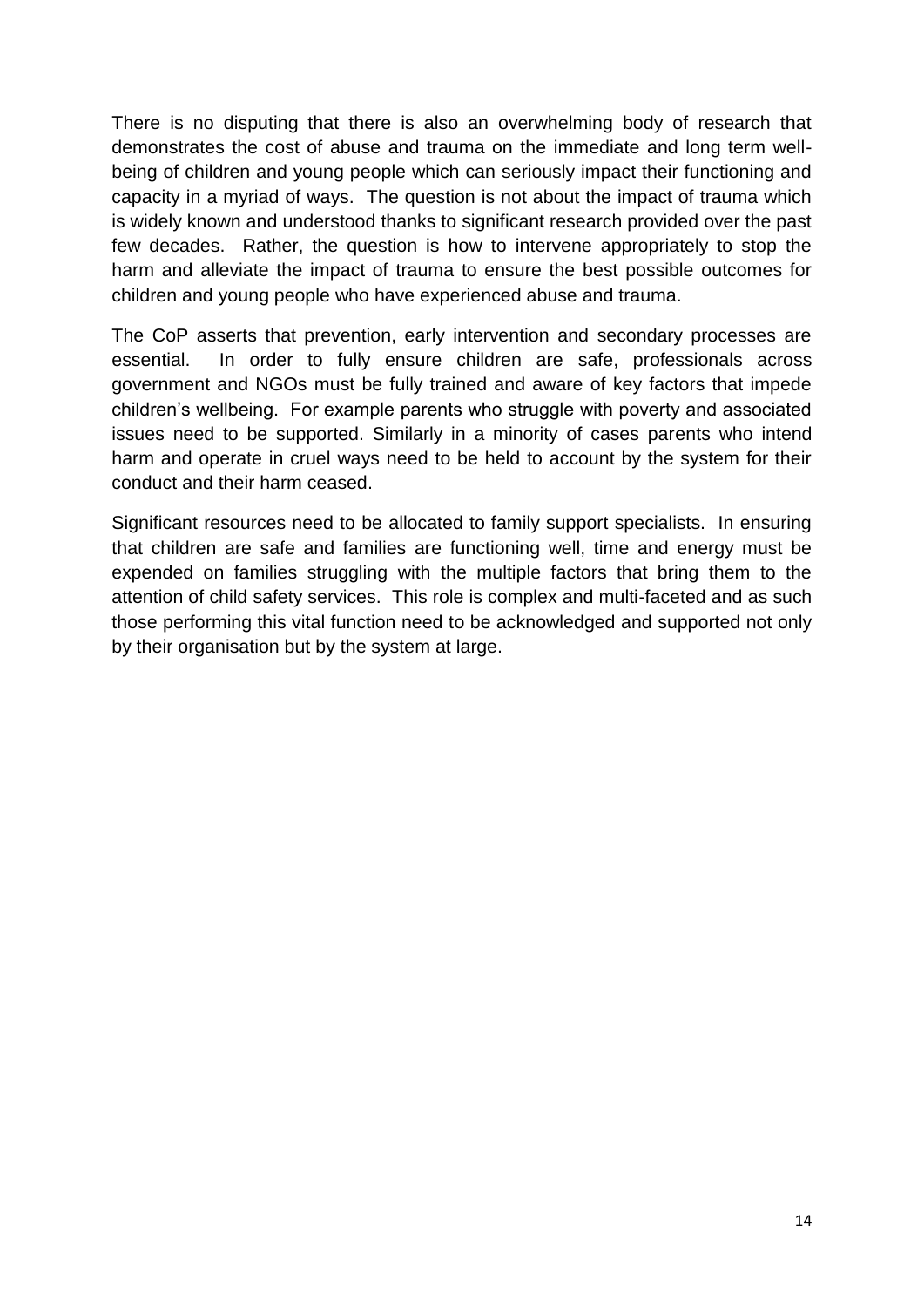There is no disputing that there is also an overwhelming body of research that demonstrates the cost of abuse and trauma on the immediate and long term well-being of children and young people which can seriously impact their functioning and capacity in a myriad of ways. The question is not about the impact of trauma which is widely known and understood thanks to significant research provided over the past few decades. Rather, the question is how to intervene appropriately to stop the harm and alleviate the impact of trauma to ensure the best possible outcomes for children and young people who have experienced abuse and trauma.

The CoP asserts that prevention, early intervention and secondary processes are essential. In order to fully ensure children are safe, professionals across government and NGOs must be fully trained and aware of key factors that impede children's wellbeing. For example parents who struggle with poverty and associated issues need to be supported. Similarly in a minority of cases parents who intend harm and operate in cruel ways need to be held to account by the system for their conduct and their harm ceased.

Significant resources need to be allocated to family support specialists. In ensuring that children are safe and families are functioning well, time and energy must be expended on families struggling with the multiple factors that bring them to the attention of child safety services. This role is complex and multi-faceted and as such those performing this vital function need to be acknowledged and supported not only by their organisation but by the system at large.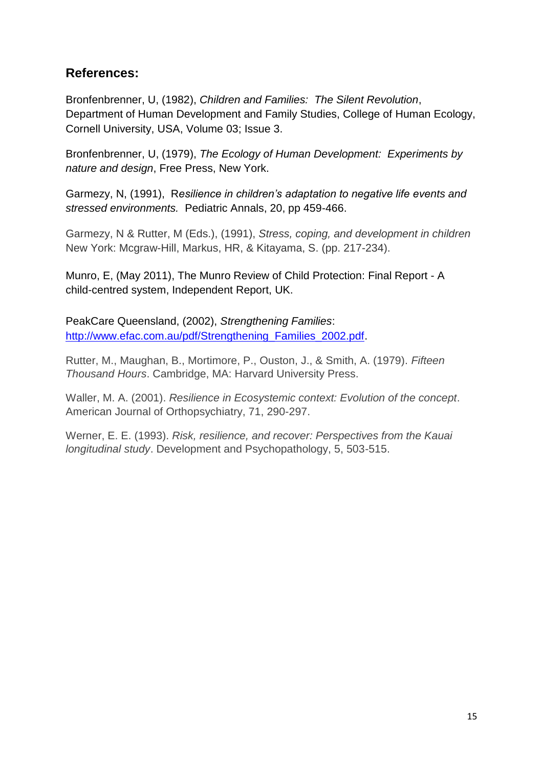## References:

Bronfenbrenner, U, (1982), *Children and Families: The Silent Revolution*, Department of Human Development and Family Studies, College of Human Ecology, Cornell University, USA, Volume 03; Issue 3.

Bronfenbrenner, U, (1979), *The Ecology of Human Development: Experiments by nature and design*, Free Press, New York.

Garmezy, N, (1991), R*esilience in children's adaptation to negative life events and stressed environments.* Pediatric Annals, 20, pp 459-466.

Garmezy, N & Rutter, M (Eds.), (1991), *Stress, coping, and development in children* New York: Mcgraw-Hill, Markus, HR, & Kitayama, S. (pp. 217-234).

Munro, E, (May 2011), The Munro Review of Child Protection: Final Report - A child-centred system, Independent Report, UK.

PeakCare Queensland, (2002), *Strengthening Families*: [http://www.efac.com.au/pdf/Strengthening_Families_2002.pdf](http://www.efac.com.au/pdf/Strengthening_Families_2002.pdf).

Rutter, M., Maughan, B., Mortimore, P., Ouston, J., & Smith, A. (1979). *Fifteen Thousand Hours*. Cambridge, MA: Harvard University Press.

Waller, M. A. (2001). *Resilience in Ecosystemic context: Evolution of the concept*. American Journal of Orthopsychiatry, 71, 290-297.

Werner, E. E. (1993). *Risk, resilience, and recover: Perspectives from the Kauai longitudinal study*. Development and Psychopathology, 5, 503-515.